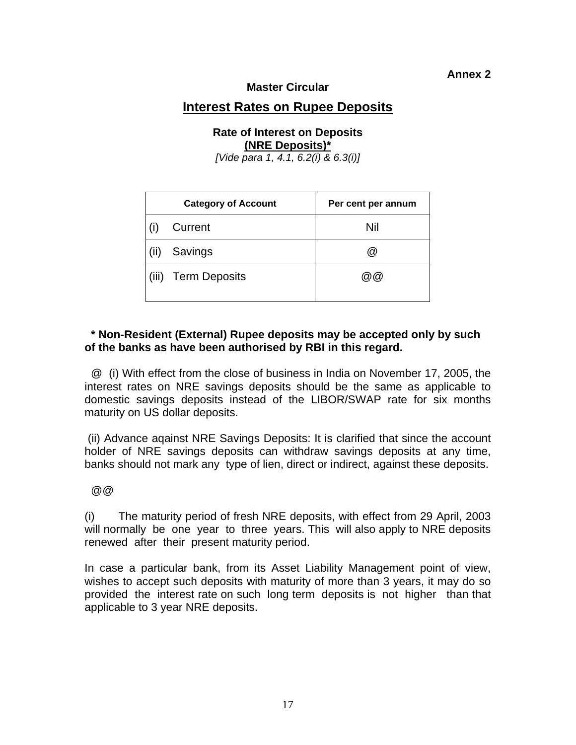**Annex 2**

**Master Circular**

## Interest Rates on Rupee Deposits

**Rate of Interest on Deposits**
**(NRE Deposits)***
*[Vide para 1, 4.1, 6.2(i) & 6.3(i)]*

| Category of Account | Per cent per annum |
|---|---|
| (i) Current | Nil |
| (ii) Savings | @ |
| (iii) Term Deposits | @@ |

**\* Non-Resident (External) Rupee deposits may be accepted only by such of the banks as have been authorised by RBI in this regard.**

@ (i) With effect from the close of business in India on November 17, 2005, the interest rates on NRE savings deposits should be the same as applicable to domestic savings deposits instead of the LIBOR/SWAP rate for six months maturity on US dollar deposits.

(ii) Advance aqainst NRE Savings Deposits: It is clarified that since the account holder of NRE savings deposits can withdraw savings deposits at any time, banks should not mark any type of lien, direct or indirect, against these deposits.

@@

(i) The maturity period of fresh NRE deposits, with effect from 29 April, 2003 will normally be one year to three years. This will also apply to NRE deposits renewed after their present maturity period.

In case a particular bank, from its Asset Liability Management point of view, wishes to accept such deposits with maturity of more than 3 years, it may do so provided the interest rate on such long term deposits is not higher than that applicable to 3 year NRE deposits.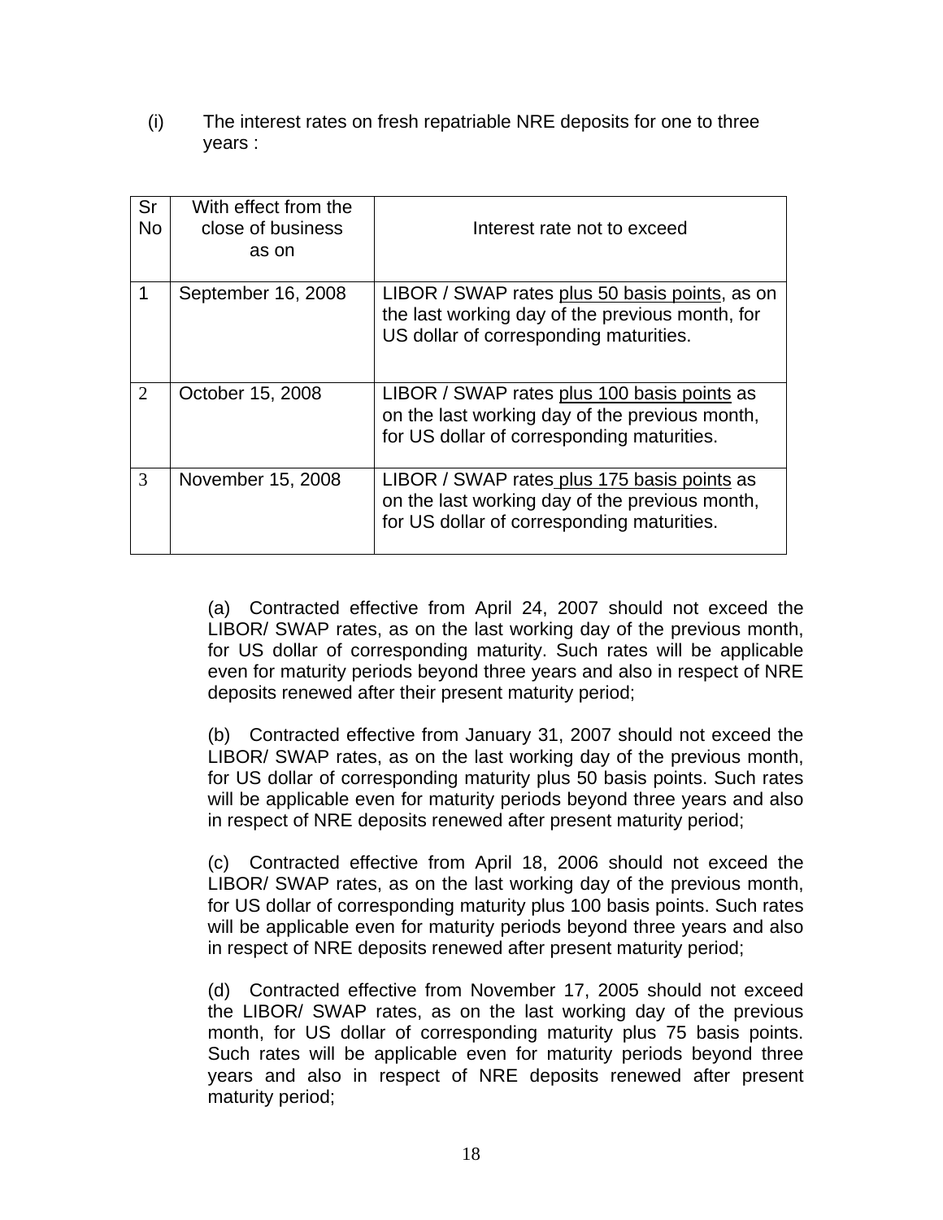(i) The interest rates on fresh repatriable NRE deposits for one to three years :

| Sr No | With effect from the close of business as on | Interest rate not to exceed |
|---|---|---|
| 1 | September 16, 2008 | LIBOR / SWAP rates plus 50 basis points, as on the last working day of the previous month, for US dollar of corresponding maturities. |
| 2 | October 15, 2008 | LIBOR / SWAP rates plus 100 basis points as on the last working day of the previous month, for US dollar of corresponding maturities. |
| 3 | November 15, 2008 | LIBOR / SWAP rates plus 175 basis points as on the last working day of the previous month, for US dollar of corresponding maturities. |

(a) Contracted effective from April 24, 2007 should not exceed the LIBOR/ SWAP rates, as on the last working day of the previous month, for US dollar of corresponding maturity. Such rates will be applicable even for maturity periods beyond three years and also in respect of NRE deposits renewed after their present maturity period;

(b) Contracted effective from January 31, 2007 should not exceed the LIBOR/ SWAP rates, as on the last working day of the previous month, for US dollar of corresponding maturity plus 50 basis points. Such rates will be applicable even for maturity periods beyond three years and also in respect of NRE deposits renewed after present maturity period;

(c) Contracted effective from April 18, 2006 should not exceed the LIBOR/ SWAP rates, as on the last working day of the previous month, for US dollar of corresponding maturity plus 100 basis points. Such rates will be applicable even for maturity periods beyond three years and also in respect of NRE deposits renewed after present maturity period;

(d) Contracted effective from November 17, 2005 should not exceed the LIBOR/ SWAP rates, as on the last working day of the previous month, for US dollar of corresponding maturity plus 75 basis points. Such rates will be applicable even for maturity periods beyond three years and also in respect of NRE deposits renewed after present maturity period;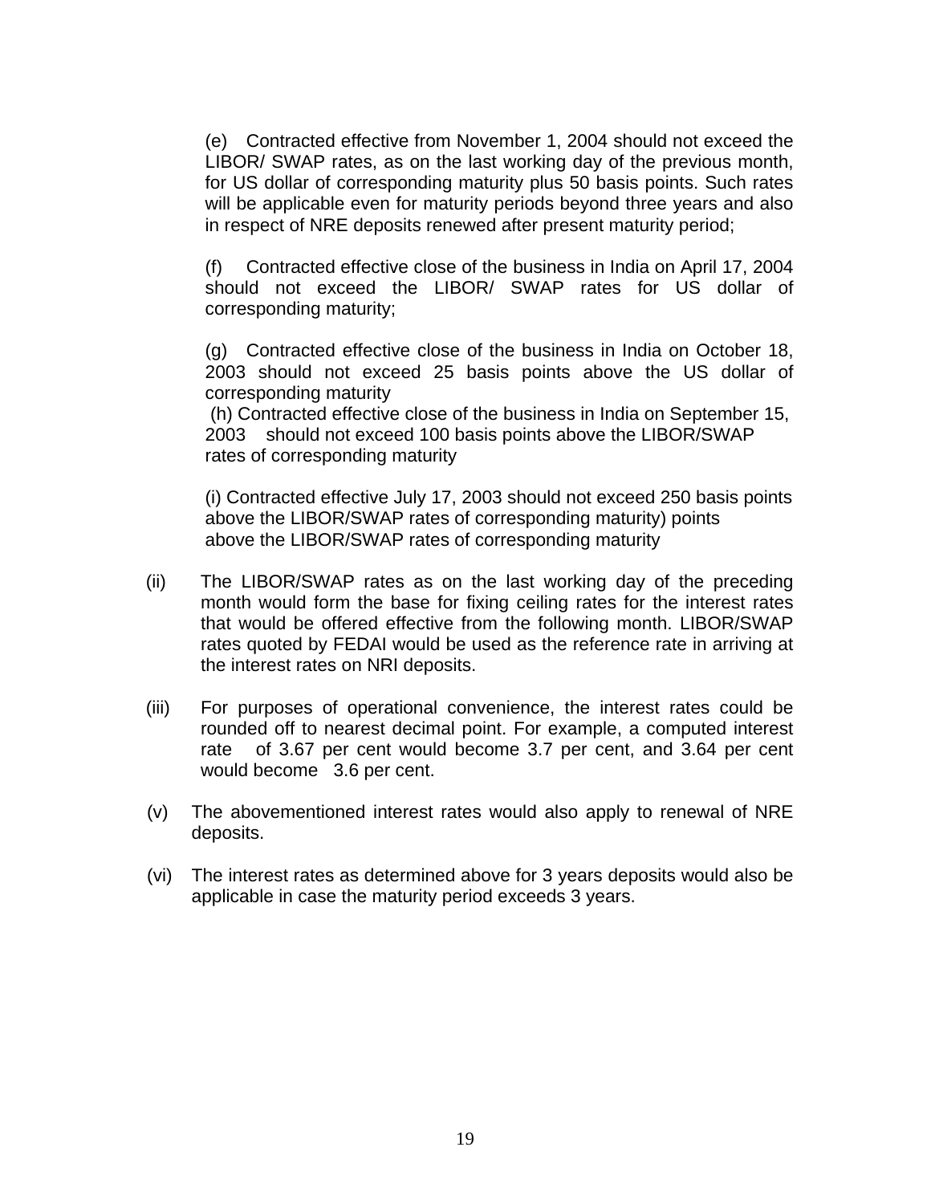(e) Contracted effective from November 1, 2004 should not exceed the LIBOR/ SWAP rates, as on the last working day of the previous month, for US dollar of corresponding maturity plus 50 basis points. Such rates will be applicable even for maturity periods beyond three years and also in respect of NRE deposits renewed after present maturity period;

(f) Contracted effective close of the business in India on April 17, 2004 should not exceed the LIBOR/ SWAP rates for US dollar of corresponding maturity;

(g) Contracted effective close of the business in India on October 18, 2003 should not exceed 25 basis points above the US dollar of corresponding maturity

(h) Contracted effective close of the business in India on September 15, 2003 should not exceed 100 basis points above the LIBOR/SWAP rates of corresponding maturity

(i) Contracted effective July 17, 2003 should not exceed 250 basis points above the LIBOR/SWAP rates of corresponding maturity) points above the LIBOR/SWAP rates of corresponding maturity

(ii) The LIBOR/SWAP rates as on the last working day of the preceding month would form the base for fixing ceiling rates for the interest rates that would be offered effective from the following month. LIBOR/SWAP rates quoted by FEDAI would be used as the reference rate in arriving at the interest rates on NRI deposits.

(iii) For purposes of operational convenience, the interest rates could be rounded off to nearest decimal point. For example, a computed interest rate of 3.67 per cent would become 3.7 per cent, and 3.64 per cent would become 3.6 per cent.

(v) The abovementioned interest rates would also apply to renewal of NRE deposits.

(vi) The interest rates as determined above for 3 years deposits would also be applicable in case the maturity period exceeds 3 years.